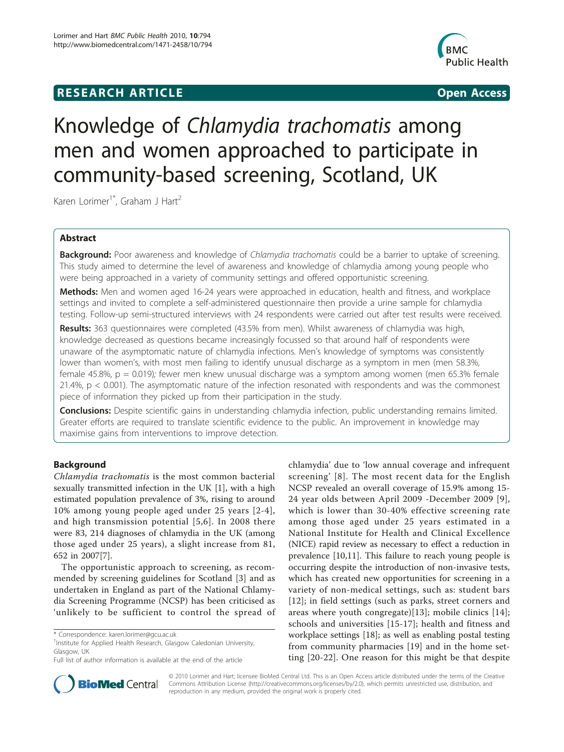# RESEARCH ARTICLE

Open Access

# Knowledge of *Chlamydia trachomatis* among men and women approached to participate in community-based screening, Scotland, UK

Karen Lorimer[1*], Graham J Hart[2]

## Abstract

**Background:** Poor awareness and knowledge of *Chlamydia trachomatis* could be a barrier to uptake of screening. This study aimed to determine the level of awareness and knowledge of chlamydia among young people who were being approached in a variety of community settings and offered opportunistic screening.

**Methods:** Men and women aged 16-24 years were approached in education, health and fitness, and workplace settings and invited to complete a self-administered questionnaire then provide a urine sample for chlamydia testing. Follow-up semi-structured interviews with 24 respondents were carried out after test results were received.

**Results:** 363 questionnaires were completed (43.5% from men). Whilst awareness of chlamydia was high, knowledge decreased as questions became increasingly focussed so that around half of respondents were unaware of the asymptomatic nature of chlamydia infections. Men's knowledge of symptoms was consistently lower than women's, with most men failing to identify unusual discharge as a symptom in men (men 58.3%, female 45.8%, $p = 0.019$); fewer men knew unusual discharge was a symptom among women (men 65.3% female 21.4%, $p < 0.001$). The asymptomatic nature of the infection resonated with respondents and was the commonest piece of information they picked up from their participation in the study.

**Conclusions:** Despite scientific gains in understanding chlamydia infection, public understanding remains limited. Greater efforts are required to translate scientific evidence to the public. An improvement in knowledge may maximise gains from interventions to improve detection.

## Background

*Chlamydia trachomatis* is the most common bacterial sexually transmitted infection in the UK [1], with a high estimated population prevalence of 3%, rising to around 10% among young people aged under 25 years [2-4], and high transmission potential [5,6]. In 2008 there were 83, 214 diagnoses of chlamydia in the UK (among those aged under 25 years), a slight increase from 81, 652 in 2007[7].

The opportunistic approach to screening, as recommended by screening guidelines for Scotland [3] and as undertaken in England as part of the National Chlamydia Screening Programme (NCSP) has been criticised as 'unlikely to be sufficient to control the spread of chlamydia' due to 'low annual coverage and infrequent screening' [8]. The most recent data for the English NCSP revealed an overall coverage of 15.9% among 15-24 year olds between April 2009 -December 2009 [9], which is lower than 30-40% effective screening rate among those aged under 25 years estimated in a National Institute for Health and Clinical Excellence (NICE) rapid review as necessary to effect a reduction in prevalence [10,11]. This failure to reach young people is occurring despite the introduction of non-invasive tests, which has created new opportunities for screening in a variety of non-medical settings, such as: student bars [12]; in field settings (such as parks, street corners and areas where youth congregate)[13]; mobile clinics [14]; schools and universities [15-17]; health and fitness and workplace settings [18]; as well as enabling postal testing from community pharmacies [19] and in the home setting [20-22]. One reason for this might be that despite

\* Correspondence: karen.lorimer@gcu.ac.uk
[1]Institute for Applied Health Research, Glasgow Caledonian University, Glasgow, UK
Full list of author information is available at the end of the article

© 2010 Lorimer and Hart; licensee BioMed Central Ltd. This is an Open Access article distributed under the terms of the Creative Commons Attribution License (http://creativecommons.org/licenses/by/2.0), which permits unrestricted use, distribution, and reproduction in any medium, provided the original work is properly cited.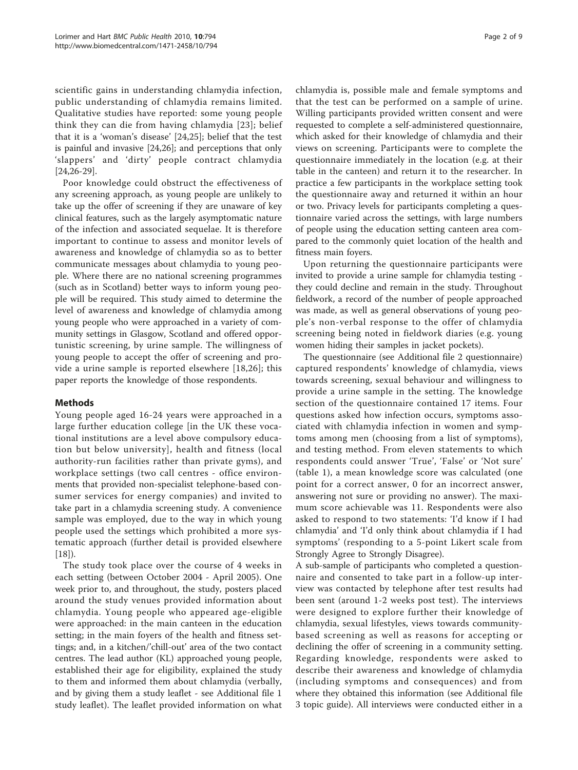scientific gains in understanding chlamydia infection, public understanding of chlamydia remains limited. Qualitative studies have reported: some young people think they can die from having chlamydia [23]; belief that it is a 'woman's disease' [24,25]; belief that the test is painful and invasive [24,26]; and perceptions that only 'slappers' and 'dirty' people contract chlamydia [24,26-29].

Poor knowledge could obstruct the effectiveness of any screening approach, as young people are unlikely to take up the offer of screening if they are unaware of key clinical features, such as the largely asymptomatic nature of the infection and associated sequelae. It is therefore important to continue to assess and monitor levels of awareness and knowledge of chlamydia so as to better communicate messages about chlamydia to young people. Where there are no national screening programmes (such as in Scotland) better ways to inform young people will be required. This study aimed to determine the level of awareness and knowledge of chlamydia among young people who were approached in a variety of community settings in Glasgow, Scotland and offered opportunistic screening, by urine sample. The willingness of young people to accept the offer of screening and provide a urine sample is reported elsewhere [18,26]; this paper reports the knowledge of those respondents.

## Methods

Young people aged 16-24 years were approached in a large further education college [in the UK these vocational institutions are a level above compulsory education but below university], health and fitness (local authority-run facilities rather than private gyms), and workplace settings (two call centres - office environments that provided non-specialist telephone-based consumer services for energy companies) and invited to take part in a chlamydia screening study. A convenience sample was employed, due to the way in which young people used the settings which prohibited a more systematic approach (further detail is provided elsewhere [18]).

The study took place over the course of 4 weeks in each setting (between October 2004 - April 2005). One week prior to, and throughout, the study, posters placed around the study venues provided information about chlamydia. Young people who appeared age-eligible were approached: in the main canteen in the education setting; in the main foyers of the health and fitness settings; and, in a kitchen/'chill-out' area of the two contact centres. The lead author (KL) approached young people, established their age for eligibility, explained the study to them and informed them about chlamydia (verbally, and by giving them a study leaflet - see Additional file 1 study leaflet). The leaflet provided information on what chlamydia is, possible male and female symptoms and that the test can be performed on a sample of urine. Willing participants provided written consent and were requested to complete a self-administered questionnaire, which asked for their knowledge of chlamydia and their views on screening. Participants were to complete the questionnaire immediately in the location (e.g. at their table in the canteen) and return it to the researcher. In practice a few participants in the workplace setting took the questionnaire away and returned it within an hour or two. Privacy levels for participants completing a questionnaire varied across the settings, with large numbers of people using the education setting canteen area compared to the commonly quiet location of the health and fitness main foyers.

Upon returning the questionnaire participants were invited to provide a urine sample for chlamydia testing - they could decline and remain in the study. Throughout fieldwork, a record of the number of people approached was made, as well as general observations of young people's non-verbal response to the offer of chlamydia screening being noted in fieldwork diaries (e.g. young women hiding their samples in jacket pockets).

The questionnaire (see Additional file 2 questionnaire) captured respondents' knowledge of chlamydia, views towards screening, sexual behaviour and willingness to provide a urine sample in the setting. The knowledge section of the questionnaire contained 17 items. Four questions asked how infection occurs, symptoms associated with chlamydia infection in women and symptoms among men (choosing from a list of symptoms), and testing method. From eleven statements to which respondents could answer 'True', 'False' or 'Not sure' (table 1), a mean knowledge score was calculated (one point for a correct answer, 0 for an incorrect answer, answering not sure or providing no answer). The maximum score achievable was 11. Respondents were also asked to respond to two statements: 'I'd know if I had chlamydia' and 'I'd only think about chlamydia if I had symptoms' (responding to a 5-point Likert scale from Strongly Agree to Strongly Disagree).

A sub-sample of participants who completed a questionnaire and consented to take part in a follow-up interview was contacted by telephone after test results had been sent (around 1-2 weeks post test). The interviews were designed to explore further their knowledge of chlamydia, sexual lifestyles, views towards community-based screening as well as reasons for accepting or declining the offer of screening in a community setting. Regarding knowledge, respondents were asked to describe their awareness and knowledge of chlamydia (including symptoms and consequences) and from where they obtained this information (see Additional file 3 topic guide). All interviews were conducted either in a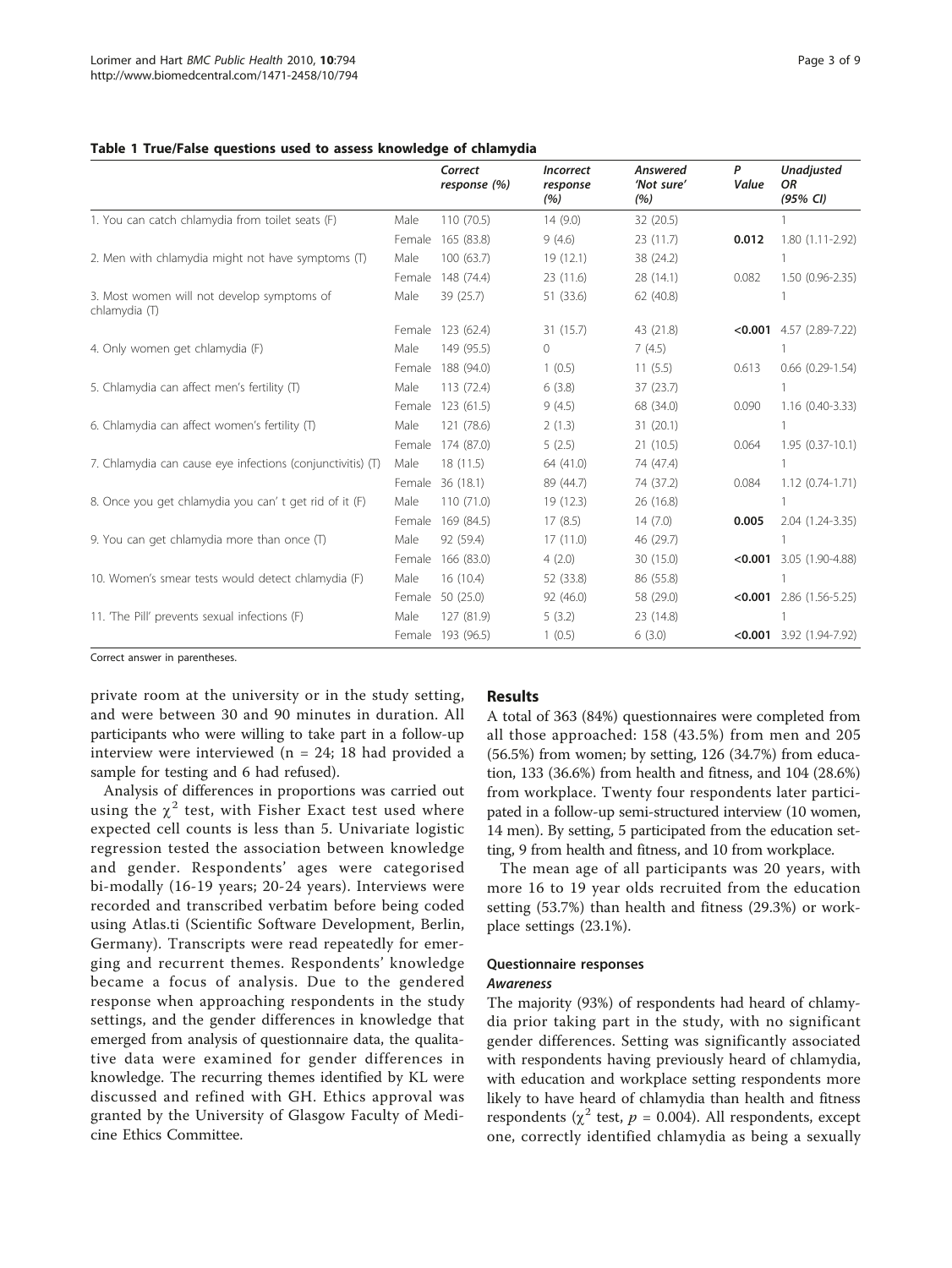**Table 1 True/False questions used to assess knowledge of chlamydia**

| | | Correct response (%) | Incorrect response (%) | Answered 'Not sure' (%) | P Value | Unadjusted OR (95% CI) |
|---|---|---|---|---|---|---|
| 1. You can catch chlamydia from toilet seats (F) | Male | 110 (70.5) | 14 (9.0) | 32 (20.5) | | 1 |
| | Female | 165 (83.8) | 9 (4.6) | 23 (11.7) | **0.012** | 1.80 (1.11-2.92) |
| 2. Men with chlamydia might not have symptoms (T) | Male | 100 (63.7) | 19 (12.1) | 38 (24.2) | | 1 |
| | Female | 148 (74.4) | 23 (11.6) | 28 (14.1) | 0.082 | 1.50 (0.96-2.35) |
| 3. Most women will not develop symptoms of chlamydia (T) | Male | 39 (25.7) | 51 (33.6) | 62 (40.8) | | 1 |
| | Female | 123 (62.4) | 31 (15.7) | 43 (21.8) | **<0.001** | 4.57 (2.89-7.22) |
| 4. Only women get chlamydia (F) | Male | 149 (95.5) | 0 | 7 (4.5) | | 1 |
| | Female | 188 (94.0) | 1 (0.5) | 11 (5.5) | 0.613 | 0.66 (0.29-1.54) |
| 5. Chlamydia can affect men's fertility (T) | Male | 113 (72.4) | 6 (3.8) | 37 (23.7) | | 1 |
| | Female | 123 (61.5) | 9 (4.5) | 68 (34.0) | 0.090 | 1.16 (0.40-3.33) |
| 6. Chlamydia can affect women's fertility (T) | Male | 121 (78.6) | 2 (1.3) | 31 (20.1) | | 1 |
| | Female | 174 (87.0) | 5 (2.5) | 21 (10.5) | 0.064 | 1.95 (0.37-10.1) |
| 7. Chlamydia can cause eye infections (conjunctivitis) (T) | Male | 18 (11.5) | 64 (41.0) | 74 (47.4) | | 1 |
| | Female | 36 (18.1) | 89 (44.7) | 74 (37.2) | 0.084 | 1.12 (0.74-1.71) |
| 8. Once you get chlamydia you can' t get rid of it (F) | Male | 110 (71.0) | 19 (12.3) | 26 (16.8) | | 1 |
| | Female | 169 (84.5) | 17 (8.5) | 14 (7.0) | **0.005** | 2.04 (1.24-3.35) |
| 9. You can get chlamydia more than once (T) | Male | 92 (59.4) | 17 (11.0) | 46 (29.7) | | 1 |
| | Female | 166 (83.0) | 4 (2.0) | 30 (15.0) | **<0.001** | 3.05 (1.90-4.88) |
| 10. Women's smear tests would detect chlamydia (F) | Male | 16 (10.4) | 52 (33.8) | 86 (55.8) | | 1 |
| | Female | 50 (25.0) | 92 (46.0) | 58 (29.0) | **<0.001** | 2.86 (1.56-5.25) |
| 11. 'The Pill' prevents sexual infections (F) | Male | 127 (81.9) | 5 (3.2) | 23 (14.8) | | 1 |
| | Female | 193 (96.5) | 1 (0.5) | 6 (3.0) | **<0.001** | 3.92 (1.94-7.92) |

Correct answer in parentheses.

private room at the university or in the study setting, and were between 30 and 90 minutes in duration. All participants who were willing to take part in a follow-up interview were interviewed (n = 24; 18 had provided a sample for testing and 6 had refused).

Analysis of differences in proportions was carried out using the $\chi^2$ test, with Fisher Exact test used where expected cell counts is less than 5. Univariate logistic regression tested the association between knowledge and gender. Respondents' ages were categorised bi-modally (16-19 years; 20-24 years). Interviews were recorded and transcribed verbatim before being coded using Atlas.ti (Scientific Software Development, Berlin, Germany). Transcripts were read repeatedly for emerging and recurrent themes. Respondents' knowledge became a focus of analysis. Due to the gendered response when approaching respondents in the study settings, and the gender differences in knowledge that emerged from analysis of questionnaire data, the qualitative data were examined for gender differences in knowledge. The recurring themes identified by KL were discussed and refined with GH. Ethics approval was granted by the University of Glasgow Faculty of Medicine Ethics Committee.

## Results

A total of 363 (84%) questionnaires were completed from all those approached: 158 (43.5%) from men and 205 (56.5%) from women; by setting, 126 (34.7%) from education, 133 (36.6%) from health and fitness, and 104 (28.6%) from workplace. Twenty four respondents later participated in a follow-up semi-structured interview (10 women, 14 men). By setting, 5 participated from the education setting, 9 from health and fitness, and 10 from workplace.

The mean age of all participants was 20 years, with more 16 to 19 year olds recruited from the education setting (53.7%) than health and fitness (29.3%) or workplace settings (23.1%).

### Questionnaire responses

#### *Awareness*

The majority (93%) of respondents had heard of chlamydia prior taking part in the study, with no significant gender differences. Setting was significantly associated with respondents having previously heard of chlamydia, with education and workplace setting respondents more likely to have heard of chlamydia than health and fitness respondents ($\chi^2$ test, $p$ = 0.004). All respondents, except one, correctly identified chlamydia as being a sexually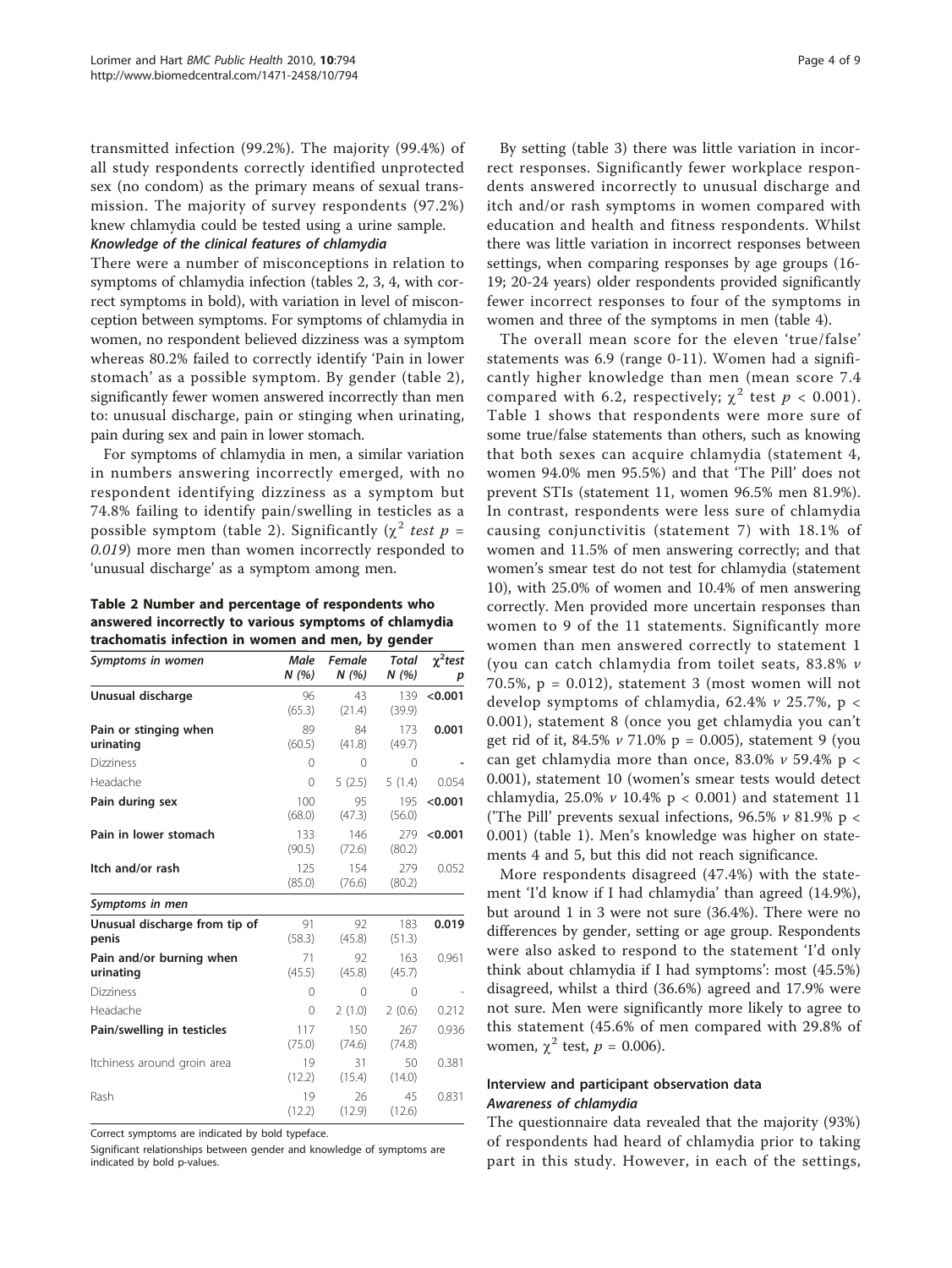transmitted infection (99.2%). The majority (99.4%) of all study respondents correctly identified unprotected sex (no condom) as the primary means of sexual transmission. The majority of survey respondents (97.2%) knew chlamydia could be tested using a urine sample.

#### *Knowledge of the clinical features of chlamydia*

There were a number of misconceptions in relation to symptoms of chlamydia infection (tables 2, 3, 4, with correct symptoms in bold), with variation in level of misconception between symptoms. For symptoms of chlamydia in women, no respondent believed dizziness was a symptom whereas 80.2% failed to correctly identify 'Pain in lower stomach' as a possible symptom. By gender (table 2), significantly fewer women answered incorrectly than men to: unusual discharge, pain or stinging when urinating, pain during sex and pain in lower stomach.

For symptoms of chlamydia in men, a similar variation in numbers answering incorrectly emerged, with no respondent identifying dizziness as a symptom but 74.8% failing to identify pain/swelling in testicles as a possible symptom (table 2). Significantly ($\chi^2$ *test* $p = 0.019$) more men than women incorrectly responded to 'unusual discharge' as a symptom among men.

**Table 2 Number and percentage of respondents who answered incorrectly to various symptoms of chlamydia trachomatis infection in women and men, by gender**

| *Symptoms in women* | *Male N (%)* | *Female N (%)* | *Total N (%)* | $\chi^2$*test p* |
|---|---|---|---|---|
| **Unusual discharge** | 96 (65.3) | 43 (21.4) | 139 (39.9) | **<0.001** |
| **Pain or stinging when urinating** | 89 (60.5) | 84 (41.8) | 173 (49.7) | **0.001** |
| Dizziness | 0 | 0 | 0 | - |
| Headache | 0 | 5 (2.5) | 5 (1.4) | 0.054 |
| **Pain during sex** | 100 (68.0) | 95 (47.3) | 195 (56.0) | **<0.001** |
| **Pain in lower stomach** | 133 (90.5) | 146 (72.6) | 279 (80.2) | **<0.001** |
| **Itch and/or rash** | 125 (85.0) | 154 (76.6) | 279 (80.2) | 0.052 |
| *Symptoms in men* | | | | |
| **Unusual discharge from tip of penis** | 91 (58.3) | 92 (45.8) | 183 (51.3) | **0.019** |
| **Pain and/or burning when urinating** | 71 (45.5) | 92 (45.8) | 163 (45.7) | 0.961 |
| Dizziness | 0 | 0 | 0 | - |
| Headache | 0 | 2 (1.0) | 2 (0.6) | 0.212 |
| **Pain/swelling in testicles** | 117 (75.0) | 150 (74.6) | 267 (74.8) | 0.936 |
| Itchiness around groin area | 19 (12.2) | 31 (15.4) | 50 (14.0) | 0.381 |
| Rash | 19 (12.2) | 26 (12.9) | 45 (12.6) | 0.831 |

Correct symptoms are indicated by bold typeface.

Significant relationships between gender and knowledge of symptoms are indicated by bold p-values.

By setting (table 3) there was little variation in incorrect responses. Significantly fewer workplace respondents answered incorrectly to unusual discharge and itch and/or rash symptoms in women compared with education and health and fitness respondents. Whilst there was little variation in incorrect responses between settings, when comparing responses by age groups (16-19; 20-24 years) older respondents provided significantly fewer incorrect responses to four of the symptoms in women and three of the symptoms in men (table 4).

The overall mean score for the eleven 'true/false' statements was 6.9 (range 0-11). Women had a significantly higher knowledge than men (mean score 7.4 compared with 6.2, respectively; $\chi^2$ *test* $p < 0.001$). Table 1 shows that respondents were more sure of some true/false statements than others, such as knowing that both sexes can acquire chlamydia (statement 4, women 94.0% men 95.5%) and that 'The Pill' does not prevent STIs (statement 11, women 96.5% men 81.9%). In contrast, respondents were less sure of chlamydia causing conjunctivitis (statement 7) with 18.1% of women and 11.5% of men answering correctly; and that women's smear test do not test for chlamydia (statement 10), with 25.0% of women and 10.4% of men answering correctly. Men provided more uncertain responses than women to 9 of the 11 statements. Significantly more women than men answered correctly to statement 1 (you can catch chlamydia from toilet seats, 83.8% *v* 70.5%, p = 0.012), statement 3 (most women will not develop symptoms of chlamydia, 62.4% *v* 25.7%, p < 0.001), statement 8 (once you get chlamydia you can't get rid of it, 84.5% *v* 71.0% p = 0.005), statement 9 (you can get chlamydia more than once, 83.0% *v* 59.4% p < 0.001), statement 10 (women's smear tests would detect chlamydia, 25.0% *v* 10.4% p < 0.001) and statement 11 ('The Pill' prevents sexual infections, 96.5% *v* 81.9% p < 0.001) (table 1). Men's knowledge was higher on statements 4 and 5, but this did not reach significance.

More respondents disagreed (47.4%) with the statement 'I'd know if I had chlamydia' than agreed (14.9%), but around 1 in 3 were not sure (36.4%). There were no differences by gender, setting or age group. Respondents were also asked to respond to the statement 'I'd only think about chlamydia if I had symptoms': most (45.5%) disagreed, whilst a third (36.6%) agreed and 17.9% were not sure. Men were significantly more likely to agree to this statement (45.6% of men compared with 29.8% of women, $\chi^2$ test, $p = 0.006$).

### Interview and participant observation data

#### *Awareness of chlamydia*

The questionnaire data revealed that the majority (93%) of respondents had heard of chlamydia prior to taking part in this study. However, in each of the settings,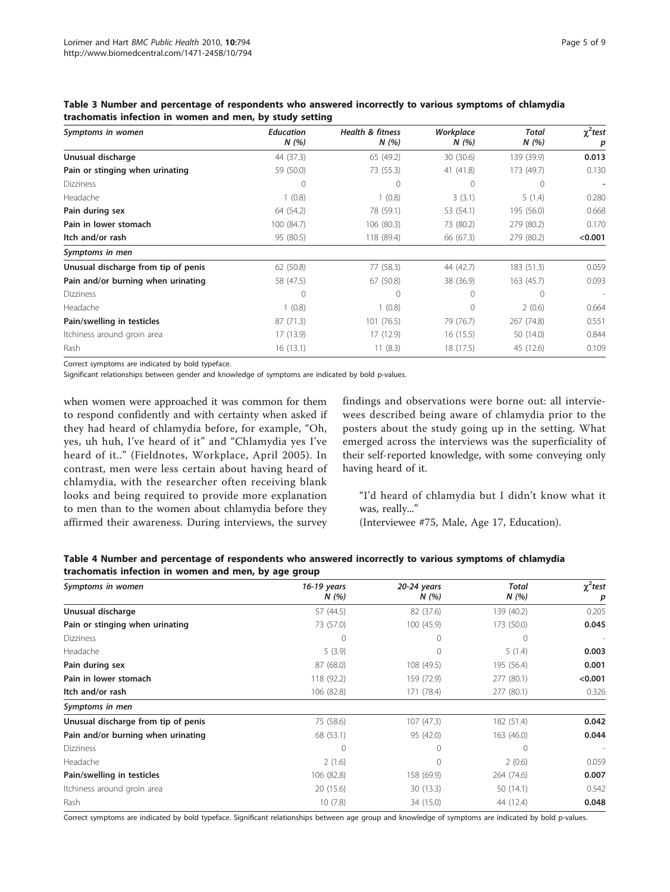**Table 3 Number and percentage of respondents who answered incorrectly to various symptoms of chlamydia trachomatis infection in women and men, by study setting**

| *Symptoms in women* | *Education N (%)* | *Health & fitness N (%)* | *Workplace N (%)* | *Total N (%)* | *$\chi^2$test p* |
|---|---|---|---|---|---|
| **Unusual discharge** | 44 (37.3) | 65 (49.2) | 30 (30.6) | 139 (39.9) | **0.013** |
| **Pain or stinging when urinating** | 59 (50.0) | 73 (55.3) | 41 (41.8) | 173 (49.7) | 0.130 |
| Dizziness | 0 | 0 | 0 | 0 | - |
| Headache | 1 (0.8) | 1 (0.8) | 3 (3.1) | 5 (1.4) | 0.280 |
| **Pain during sex** | 64 (54.2) | 78 (59.1) | 53 (54.1) | 195 (56.0) | 0.668 |
| **Pain in lower stomach** | 100 (84.7) | 106 (80.3) | 73 (80.2) | 279 (80.2) | 0.170 |
| **Itch and/or rash** | 95 (80.5) | 118 (89.4) | 66 (67.3) | 279 (80.2) | **<0.001** |
| *Symptoms in men* | | | | | |
| **Unusual discharge from tip of penis** | 62 (50.8) | 77 (58.3) | 44 (42.7) | 183 (51.3) | 0.059 |
| **Pain and/or burning when urinating** | 58 (47.5) | 67 (50.8) | 38 (36.9) | 163 (45.7) | 0.093 |
| Dizziness | 0 | 0 | 0 | 0 | - |
| Headache | 1 (0.8) | 1 (0.8) | 0 | 2 (0.6) | 0.664 |
| **Pain/swelling in testicles** | 87 (71.3) | 101 (76.5) | 79 (76.7) | 267 (74.8) | 0.551 |
| Itchiness around groin area | 17 (13.9) | 17 (12.9) | 16 (15.5) | 50 (14.0) | 0.844 |
| Rash | 16 (13.1) | 11 (8.3) | 18 (17.5) | 45 (12.6) | 0.109 |

Correct symptoms are indicated by bold typeface.
Significant relationships between gender and knowledge of symptoms are indicated by bold p-values.

when women were approached it was common for them to respond confidently and with certainty when asked if they had heard of chlamydia before, for example, "Oh, yes, uh huh, I've heard of it" and "Chlamydia yes I've heard of it.." (Fieldnotes, Workplace, April 2005). In contrast, men were less certain about having heard of chlamydia, with the researcher often receiving blank looks and being required to provide more explanation to men than to the women about chlamydia before they affirmed their awareness. During interviews, the survey findings and observations were borne out: all interviewees described being aware of chlamydia prior to the posters about the study going up in the setting. What emerged across the interviews was the superficiality of their self-reported knowledge, with some conveying only having heard of it.

> "I'd heard of chlamydia but I didn't know what it was, really..."
> (Interviewee #75, Male, Age 17, Education).

**Table 4 Number and percentage of respondents who answered incorrectly to various symptoms of chlamydia trachomatis infection in women and men, by age group**

| *Symptoms in women* | *16-19 years N (%)* | *20-24 years N (%)* | *Total N (%)* | *$\chi^2$test p* |
|---|---|---|---|---|
| **Unusual discharge** | 57 (44.5) | 82 (37.6) | 139 (40.2) | 0.205 |
| **Pain or stinging when urinating** | 73 (57.0) | 100 (45.9) | 173 (50.0) | **0.045** |
| Dizziness | 0 | 0 | 0 | - |
| Headache | 5 (3.9) | 0 | 5 (1.4) | **0.003** |
| **Pain during sex** | 87 (68.0) | 108 (49.5) | 195 (56.4) | **0.001** |
| **Pain in lower stomach** | 118 (92.2) | 159 (72.9) | 277 (80.1) | **<0.001** |
| **Itch and/or rash** | 106 (82.8) | 171 (78.4) | 277 (80.1) | 0.326 |
| *Symptoms in men* | | | | |
| **Unusual discharge from tip of penis** | 75 (58.6) | 107 (47.3) | 182 (51.4) | **0.042** |
| **Pain and/or burning when urinating** | 68 (53.1) | 95 (42.0) | 163 (46.0) | **0.044** |
| Dizziness | 0 | 0 | 0 | - |
| Headache | 2 (1.6) | 0 | 2 (0.6) | 0.059 |
| **Pain/swelling in testicles** | 106 (82.8) | 158 (69.9) | 264 (74.6) | **0.007** |
| Itchiness around groin area | 20 (15.6) | 30 (13.3) | 50 (14.1) | 0.542 |
| Rash | 10 (7.8) | 34 (15.0) | 44 (12.4) | **0.048** |

Correct symptoms are indicated by bold typeface. Significant relationships between age group and knowledge of symptoms are indicated by bold p-values.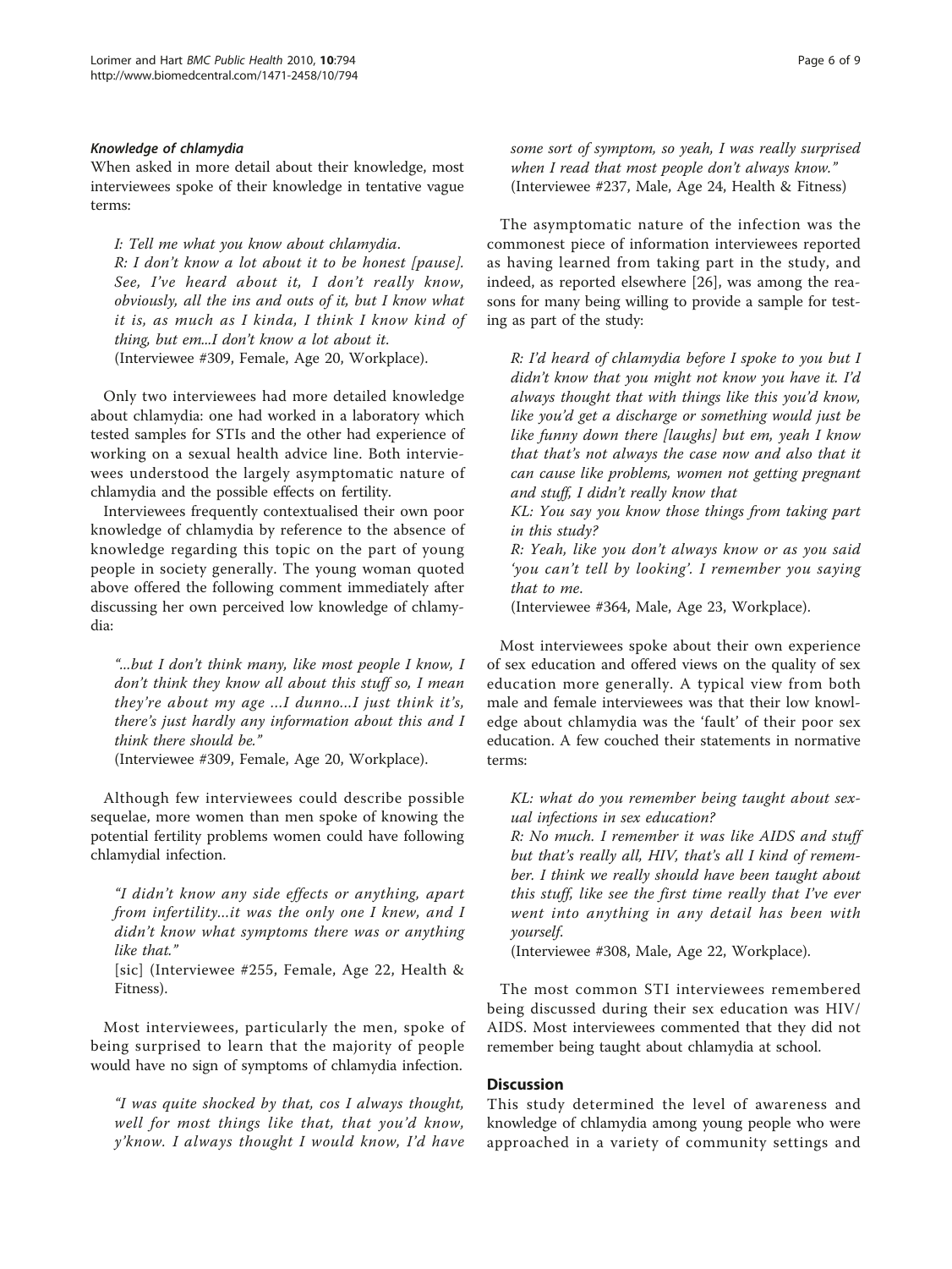#### *Knowledge of chlamydia*

When asked in more detail about their knowledge, most interviewees spoke of their knowledge in tentative vague terms:

> *I: Tell me what you know about chlamydia.*
> *R: I don't know a lot about it to be honest [pause]. See, I've heard about it, I don't really know, obviously, all the ins and outs of it, but I know what it is, as much as I kinda, I think I know kind of thing, but em...I don't know a lot about it.*
> (Interviewee #309, Female, Age 20, Workplace).

Only two interviewees had more detailed knowledge about chlamydia: one had worked in a laboratory which tested samples for STIs and the other had experience of working on a sexual health advice line. Both interviewees understood the largely asymptomatic nature of chlamydia and the possible effects on fertility.

Interviewees frequently contextualised their own poor knowledge of chlamydia by reference to the absence of knowledge regarding this topic on the part of young people in society generally. The young woman quoted above offered the following comment immediately after discussing her own perceived low knowledge of chlamydia:

> *"...but I don't think many, like most people I know, I don't think they know all about this stuff so, I mean they're about my age ...I dunno...I just think it's, there's just hardly any information about this and I think there should be."*
> (Interviewee #309, Female, Age 20, Workplace).

Although few interviewees could describe possible sequelae, more women than men spoke of knowing the potential fertility problems women could have following chlamydial infection.

> *"I didn't know any side effects or anything, apart from infertility...it was the only one I knew, and I didn't know what symptoms there was or anything like that."*
> [sic] (Interviewee #255, Female, Age 22, Health & Fitness).

Most interviewees, particularly the men, spoke of being surprised to learn that the majority of people would have no sign of symptoms of chlamydia infection.

> *"I was quite shocked by that, cos I always thought, well for most things like that, that you'd know, y'know. I always thought I would know, I'd have some sort of symptom, so yeah, I was really surprised when I read that most people don't always know."*
> (Interviewee #237, Male, Age 24, Health & Fitness)

The asymptomatic nature of the infection was the commonest piece of information interviewees reported as having learned from taking part in the study, and indeed, as reported elsewhere [26], was among the reasons for many being willing to provide a sample for testing as part of the study:

> *R: I'd heard of chlamydia before I spoke to you but I didn't know that you might not know you have it. I'd always thought that with things like this you'd know, like you'd get a discharge or something would just be like funny down there [laughs] but em, yeah I know that that's not always the case now and also that it can cause like problems, women not getting pregnant and stuff, I didn't really know that*
> *KL: You say you know those things from taking part in this study?*
> *R: Yeah, like you don't always know or as you said 'you can't tell by looking'. I remember you saying that to me.*
> (Interviewee #364, Male, Age 23, Workplace).

Most interviewees spoke about their own experience of sex education and offered views on the quality of sex education more generally. A typical view from both male and female interviewees was that their low knowledge about chlamydia was the 'fault' of their poor sex education. A few couched their statements in normative terms:

> *KL: what do you remember being taught about sexual infections in sex education?*
> *R: No much. I remember it was like AIDS and stuff but that's really all, HIV, that's all I kind of remember. I think we really should have been taught about this stuff, like see the first time really that I've ever went into anything in any detail has been with yourself.*
> (Interviewee #308, Male, Age 22, Workplace).

The most common STI interviewees remembered being discussed during their sex education was HIV/AIDS. Most interviewees commented that they did not remember being taught about chlamydia at school.

## Discussion

This study determined the level of awareness and knowledge of chlamydia among young people who were approached in a variety of community settings and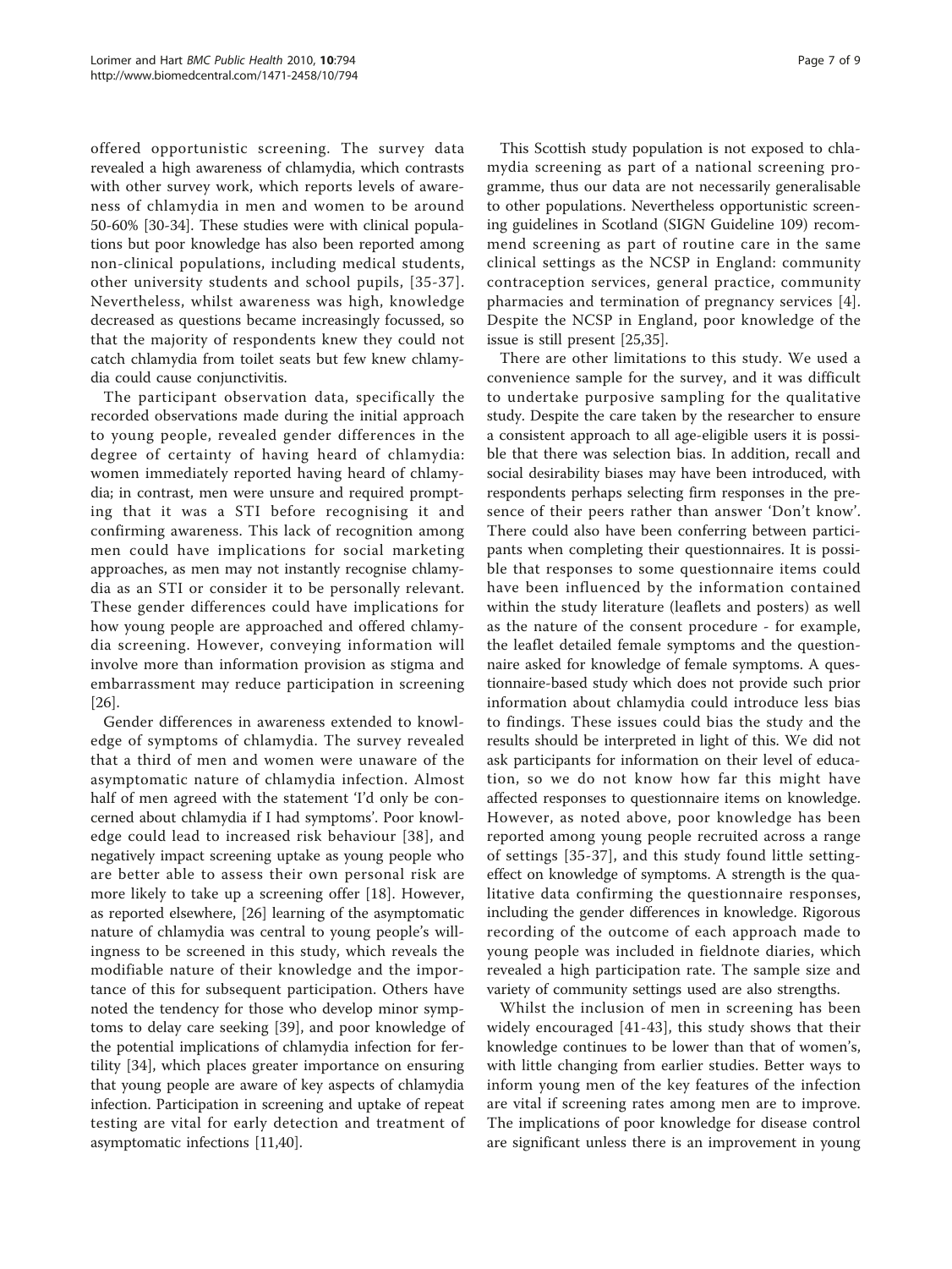offered opportunistic screening. The survey data revealed a high awareness of chlamydia, which contrasts with other survey work, which reports levels of awareness of chlamydia in men and women to be around 50-60% [30-34]. These studies were with clinical populations but poor knowledge has also been reported among non-clinical populations, including medical students, other university students and school pupils, [35-37]. Nevertheless, whilst awareness was high, knowledge decreased as questions became increasingly focussed, so that the majority of respondents knew they could not catch chlamydia from toilet seats but few knew chlamydia could cause conjunctivitis.

The participant observation data, specifically the recorded observations made during the initial approach to young people, revealed gender differences in the degree of certainty of having heard of chlamydia: women immediately reported having heard of chlamydia; in contrast, men were unsure and required prompting that it was a STI before recognising it and confirming awareness. This lack of recognition among men could have implications for social marketing approaches, as men may not instantly recognise chlamydia as an STI or consider it to be personally relevant. These gender differences could have implications for how young people are approached and offered chlamydia screening. However, conveying information will involve more than information provision as stigma and embarrassment may reduce participation in screening [26].

Gender differences in awareness extended to knowledge of symptoms of chlamydia. The survey revealed that a third of men and women were unaware of the asymptomatic nature of chlamydia infection. Almost half of men agreed with the statement 'I'd only be concerned about chlamydia if I had symptoms'. Poor knowledge could lead to increased risk behaviour [38], and negatively impact screening uptake as young people who are better able to assess their own personal risk are more likely to take up a screening offer [18]. However, as reported elsewhere, [26] learning of the asymptomatic nature of chlamydia was central to young people's willingness to be screened in this study, which reveals the modifiable nature of their knowledge and the importance of this for subsequent participation. Others have noted the tendency for those who develop minor symptoms to delay care seeking [39], and poor knowledge of the potential implications of chlamydia infection for fertility [34], which places greater importance on ensuring that young people are aware of key aspects of chlamydia infection. Participation in screening and uptake of repeat testing are vital for early detection and treatment of asymptomatic infections [11,40].

This Scottish study population is not exposed to chlamydia screening as part of a national screening programme, thus our data are not necessarily generalisable to other populations. Nevertheless opportunistic screening guidelines in Scotland (SIGN Guideline 109) recommend screening as part of routine care in the same clinical settings as the NCSP in England: community contraception services, general practice, community pharmacies and termination of pregnancy services [4]. Despite the NCSP in England, poor knowledge of the issue is still present [25,35].

There are other limitations to this study. We used a convenience sample for the survey, and it was difficult to undertake purposive sampling for the qualitative study. Despite the care taken by the researcher to ensure a consistent approach to all age-eligible users it is possible that there was selection bias. In addition, recall and social desirability biases may have been introduced, with respondents perhaps selecting firm responses in the presence of their peers rather than answer 'Don't know'. There could also have been conferring between participants when completing their questionnaires. It is possible that responses to some questionnaire items could have been influenced by the information contained within the study literature (leaflets and posters) as well as the nature of the consent procedure - for example, the leaflet detailed female symptoms and the questionnaire asked for knowledge of female symptoms. A questionnaire-based study which does not provide such prior information about chlamydia could introduce less bias to findings. These issues could bias the study and the results should be interpreted in light of this. We did not ask participants for information on their level of education, so we do not know how far this might have affected responses to questionnaire items on knowledge. However, as noted above, poor knowledge has been reported among young people recruited across a range of settings [35-37], and this study found little setting-effect on knowledge of symptoms. A strength is the qualitative data confirming the questionnaire responses, including the gender differences in knowledge. Rigorous recording of the outcome of each approach made to young people was included in fieldnote diaries, which revealed a high participation rate. The sample size and variety of community settings used are also strengths.

Whilst the inclusion of men in screening has been widely encouraged [41-43], this study shows that their knowledge continues to be lower than that of women's, with little changing from earlier studies. Better ways to inform young men of the key features of the infection are vital if screening rates among men are to improve. The implications of poor knowledge for disease control are significant unless there is an improvement in young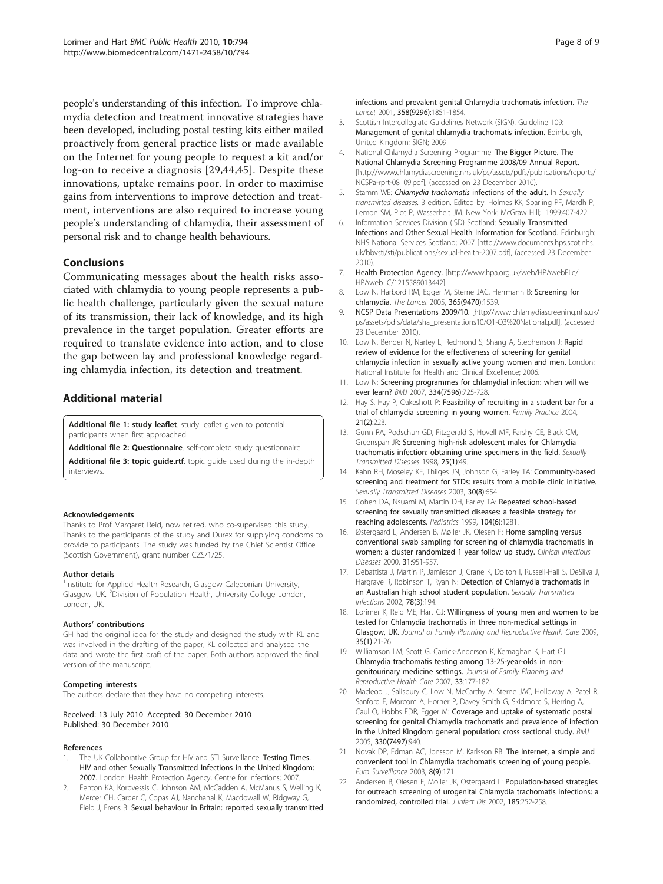people's understanding of this infection. To improve chlamydia detection and treatment innovative strategies have been developed, including postal testing kits either mailed proactively from general practice lists or made available on the Internet for young people to request a kit and/or log-on to receive a diagnosis [29,44,45]. Despite these innovations, uptake remains poor. In order to maximise gains from interventions to improve detection and treatment, interventions are also required to increase young people's understanding of chlamydia, their assessment of personal risk and to change health behaviours.

## Conclusions

Communicating messages about the health risks associated with chlamydia to young people represents a public health challenge, particularly given the sexual nature of its transmission, their lack of knowledge, and its high prevalence in the target population. Greater efforts are required to translate evidence into action, and to close the gap between lay and professional knowledge regarding chlamydia infection, its detection and treatment.

## Additional material

**Additional file 1: study leaflet**. study leaflet given to potential participants when first approached.

**Additional file 2: Questionnaire**. self-complete study questionnaire.

**Additional file 3: topic guide.rtf**. topic guide used during the in-depth interviews.

#### Acknowledgements

Thanks to Prof Margaret Reid, now retired, who co-supervised this study. Thanks to the participants of the study and Durex for supplying condoms to provide to participants. The study was funded by the Chief Scientist Office (Scottish Government), grant number CZS/1/25.

#### Author details

[1]Institute for Applied Health Research, Glasgow Caledonian University, Glasgow, UK. [2]Division of Population Health, University College London, London, UK.

#### Authors' contributions

GH had the original idea for the study and designed the study with KL and was involved in the drafting of the paper; KL collected and analysed the data and wrote the first draft of the paper. Both authors approved the final version of the manuscript.

#### Competing interests

The authors declare that they have no competing interests.

Received: 13 July 2010 Accepted: 30 December 2010
Published: 30 December 2010

#### References

1. The UK Collaborative Group for HIV and STI Surveillance: **Testing Times. HIV and other Sexually Transmitted Infections in the United Kingdom: 2007.** London: Health Protection Agency, Centre for Infections; 2007.
2. Fenton KA, Korovessis C, Johnson AM, McCadden A, McManus S, Welling K, Mercer CH, Carder C, Copas AJ, Nanchahal K, Macdowall W, Ridgway G, Field J, Erens B: **Sexual behaviour in Britain: reported sexually transmitted infections and prevalent genital Chlamydia trachomatis infection.** *The Lancet* 2001, **358(9296)**:1851-1854.
3. Scottish Intercollegiate Guidelines Network (SIGN), Guideline 109: **Management of genital chlamydia trachomatis infection.** Edinburgh, United Kingdom; SIGN; 2009.
4. National Chlamydia Screening Programme: **The Bigger Picture. The National Chlamydia Screening Programme 2008/09 Annual Report.** [http://www.chlamydiascreening.nhs.uk/ps/assets/pdfs/publications/reports/NCSPa-rprt-08_09.pdf], (accessed on 23 December 2010).
5. Stamm WE: ***Chlamydia trachomatis* infections of the adult.** In *Sexually transmitted diseases.* 3 edition. Edited by: Holmes KK, Sparling PF, Mardh P, Lemon SM, Piot P, Wasserheit JM. New York: McGraw Hill; 1999:407-422.
6. Information Services Division (ISD) Scotland: **Sexually Transmitted Infections and Other Sexual Health Information for Scotland.** Edinburgh: NHS National Services Scotland; 2007 [http://www.documents.hps.scot.nhs.uk/bbvsti/sti/publications/sexual-health-2007.pdf], (accessed 23 December 2010).
7. **Health Protection Agency.** [http://www.hpa.org.uk/web/HPAwebFile/HPAweb_C/1215589013442].
8. Low N, Harbord RM, Egger M, Sterne JAC, Herrmann B: **Screening for chlamydia.** *The Lancet* 2005, **365(9470)**:1539.
9. **NCSP Data Presentations 2009/10.** [http://www.chlamydiascreening.nhs.uk/ps/assets/pdfs/data/sha_presentations10/Q1-Q3%20National.pdf], (accessed 23 December 2010).
10. Low N, Bender N, Nartey L, Redmond S, Shang A, Stephenson J: **Rapid review of evidence for the effectiveness of screening for genital chlamydia infection in sexually active young women and men.** London: National Institute for Health and Clinical Excellence; 2006.
11. Low N: **Screening programmes for chlamydial infection: when will we ever learn?** *BMJ* 2007, **334(7596)**:725-728.
12. Hay S, Hay P, Oakeshott P: **Feasibility of recruiting in a student bar for a trial of chlamydia screening in young women.** *Family Practice* 2004, **21(2)**:223.
13. Gunn RA, Podschun GD, Fitzgerald S, Hovell MF, Farshy CE, Black CM, Greenspan JR: **Screening high-risk adolescent males for Chlamydia trachomatis infection: obtaining urine specimens in the field.** *Sexually Transmitted Diseases* 1998, **25(1)**:49.
14. Kahn RH, Moseley KE, Thilges JN, Johnson G, Farley TA: **Community-based screening and treatment for STDs: results from a mobile clinic initiative.** *Sexually Transmitted Diseases* 2003, **30(8)**:654.
15. Cohen DA, Nsuami M, Martin DH, Farley TA: **Repeated school-based screening for sexually transmitted diseases: a feasible strategy for reaching adolescents.** *Pediatrics* 1999, **104(6)**:1281.
16. Østergaard L, Andersen B, Møller JK, Olesen F: **Home sampling versus conventional swab sampling for screening of chlamydia trachomatis in women: a cluster randomized 1 year follow up study.** *Clinical Infectious Diseases* 2000, **31**:951-957.
17. Debattista J, Martin P, Jamieson J, Crane K, Dolton I, Russell-Hall S, DeSilva J, Hargrave R, Robinson T, Ryan N: **Detection of Chlamydia trachomatis in an Australian high school student population.** *Sexually Transmitted Infections* 2002, **78(3)**:194.
18. Lorimer K, Reid ME, Hart GJ: **Willingness of young men and women to be tested for Chlamydia trachomatis in three non-medical settings in Glasgow, UK.** *Journal of Family Planning and Reproductive Health Care* 2009, **35(1)**:21-26.
19. Williamson LM, Scott G, Carrick-Anderson K, Kernaghan K, Hart GJ: **Chlamydia trachomatis testing among 13-25-year-olds in non-genitourinary medicine settings.** *Journal of Family Planning and Reproductive Health Care* 2007, **33**:177-182.
20. Macleod J, Salisbury C, Low N, McCarthy A, Sterne JAC, Holloway A, Patel R, Sanford E, Morcom A, Horner P, Davey Smith G, Skidmore S, Herring A, Caul O, Hobbs FDR, Egger M: **Coverage and uptake of systematic postal screening for genital Chlamydia trachomatis and prevalence of infection in the United Kingdom general population: cross sectional study.** *BMJ* 2005, **330(7497)**:940.
21. Novak DP, Edman AC, Jonsson M, Karlsson RB: **The internet, a simple and convenient tool in Chlamydia trachomatis screening of young people.** *Euro Surveillance* 2003, **8(9)**:171.
22. Andersen B, Olesen F, Moller JK, Ostergaard L: **Population-based strategies for outreach screening of urogenital Chlamydia trachomatis infections: a randomized, controlled trial.** *J Infect Dis* 2002, **185**:252-258.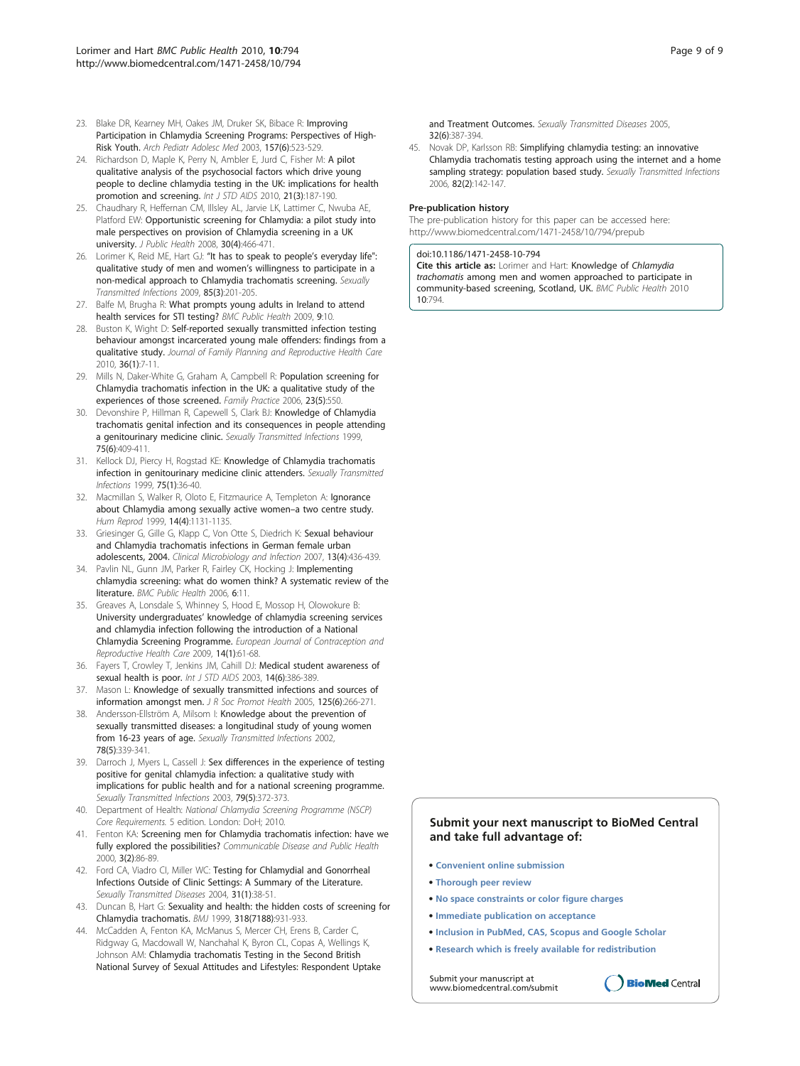23. Blake DR, Kearney MH, Oakes JM, Druker SK, Bibace R: **Improving Participation in Chlamydia Screening Programs: Perspectives of High-Risk Youth.** *Arch Pediatr Adolesc Med* 2003, **157(6)**:523-529.
24. Richardson D, Maple K, Perry N, Ambler E, Jurd C, Fisher M: **A pilot qualitative analysis of the psychosocial factors which drive young people to decline chlamydia testing in the UK: implications for health promotion and screening.** *Int J STD AIDS* 2010, **21(3)**:187-190.
25. Chaudhary R, Heffernan CM, Illsley AL, Jarvie LK, Lattimer C, Nwuba AE, Platford EW: **Opportunistic screening for Chlamydia: a pilot study into male perspectives on provision of Chlamydia screening in a UK university.** *J Public Health* 2008, **30(4)**:466-471.
26. Lorimer K, Reid ME, Hart GJ: **"It has to speak to people's everyday life": qualitative study of men and women's willingness to participate in a non-medical approach to Chlamydia trachomatis screening.** *Sexually Transmitted Infections* 2009, **85(3)**:201-205.
27. Balfe M, Brugha R: **What prompts young adults in Ireland to attend health services for STI testing?** *BMC Public Health* 2009, **9**:10.
28. Buston K, Wight D: **Self-reported sexually transmitted infection testing behaviour amongst incarcerated young male offenders: findings from a qualitative study.** *Journal of Family Planning and Reproductive Health Care* 2010, **36(1)**:7-11.
29. Mills N, Daker-White G, Graham A, Campbell R: **Population screening for Chlamydia trachomatis infection in the UK: a qualitative study of the experiences of those screened.** *Family Practice* 2006, **23(5)**:550.
30. Devonshire P, Hillman R, Capewell S, Clark BJ: **Knowledge of Chlamydia trachomatis genital infection and its consequences in people attending a genitourinary medicine clinic.** *Sexually Transmitted Infections* 1999, **75(6)**:409-411.
31. Kellock DJ, Piercy H, Rogstad KE: **Knowledge of Chlamydia trachomatis infection in genitourinary medicine clinic attenders.** *Sexually Transmitted Infections* 1999, **75(1)**:36-40.
32. Macmillan S, Walker R, Oloto E, Fitzmaurice A, Templeton A: **Ignorance about Chlamydia among sexually active women–a two centre study.** *Hum Reprod* 1999, **14(4)**:1131-1135.
33. Griesinger G, Gille G, Klapp C, Von Otte S, Diedrich K: **Sexual behaviour and Chlamydia trachomatis infections in German female urban adolescents, 2004.** *Clinical Microbiology and Infection* 2007, **13(4)**:436-439.
34. Pavlin NL, Gunn JM, Parker R, Fairley CK, Hocking J: **Implementing chlamydia screening: what do women think? A systematic review of the literature.** *BMC Public Health* 2006, **6**:11.
35. Greaves A, Lonsdale S, Whinney S, Hood E, Mossop H, Olowokure B: **University undergraduates' knowledge of chlamydia screening services and chlamydia infection following the introduction of a National Chlamydia Screening Programme.** *European Journal of Contraception and Reproductive Health Care* 2009, **14(1)**:61-68.
36. Fayers T, Crowley T, Jenkins JM, Cahill DJ: **Medical student awareness of sexual health is poor.** *Int J STD AIDS* 2003, **14(6)**:386-389.
37. Mason L: **Knowledge of sexually transmitted infections and sources of information amongst men.** *J R Soc Promot Health* 2005, **125(6)**:266-271.
38. Andersson-Ellström A, Milsom I: **Knowledge about the prevention of sexually transmitted diseases: a longitudinal study of young women from 16-23 years of age.** *Sexually Transmitted Infections* 2002, **78(5)**:339-341.
39. Darroch J, Myers L, Cassell J: **Sex differences in the experience of testing positive for genital chlamydia infection: a qualitative study with implications for public health and for a national screening programme.** *Sexually Transmitted Infections* 2003, **79(5)**:372-373.
40. Department of Health: *National Chlamydia Screening Programme (NSCP) Core Requirements.* 5 edition. London: DoH; 2010.
41. Fenton KA: **Screening men for Chlamydia trachomatis infection: have we fully explored the possibilities?** *Communicable Disease and Public Health* 2000, **3(2)**:86-89.
42. Ford CA, Viadro CI, Miller WC: **Testing for Chlamydial and Gonorrheal Infections Outside of Clinic Settings: A Summary of the Literature.** *Sexually Transmitted Diseases* 2004, **31(1)**:38-51.
43. Duncan B, Hart G: **Sexuality and health: the hidden costs of screening for Chlamydia trachomatis.** *BMJ* 1999, **318(7188)**:931-933.
44. McCadden A, Fenton KA, McManus S, Mercer CH, Erens B, Carder C, Ridgway G, Macdowall W, Nanchahal K, Byron CL, Copas A, Wellings K, Johnson AM: **Chlamydia trachomatis Testing in the Second British National Survey of Sexual Attitudes and Lifestyles: Respondent Uptake and Treatment Outcomes.** *Sexually Transmitted Diseases* 2005, **32(6)**:387-394.
45. Novak DP, Karlsson RB: **Simplifying chlamydia testing: an innovative Chlamydia trachomatis testing approach using the internet and a home sampling strategy: population based study.** *Sexually Transmitted Infections* 2006, **82(2)**:142-147.

### Pre-publication history

The pre-publication history for this paper can be accessed here:
http://www.biomedcentral.com/1471-2458/10/794/prepub

doi:10.1186/1471-2458-10-794
**Cite this article as:** Lorimer and Hart: Knowledge of *Chlamydia trachomatis* among men and women approached to participate in community-based screening, Scotland, UK. *BMC Public Health* 2010 **10**:794.

**Submit your next manuscript to BioMed Central and take full advantage of:**

- **Convenient online submission**
- **Thorough peer review**
- **No space constraints or color figure charges**
- **Immediate publication on acceptance**
- **Inclusion in PubMed, CAS, Scopus and Google Scholar**
- **Research which is freely available for redistribution**

Submit your manuscript at
www.biomedcentral.com/submit